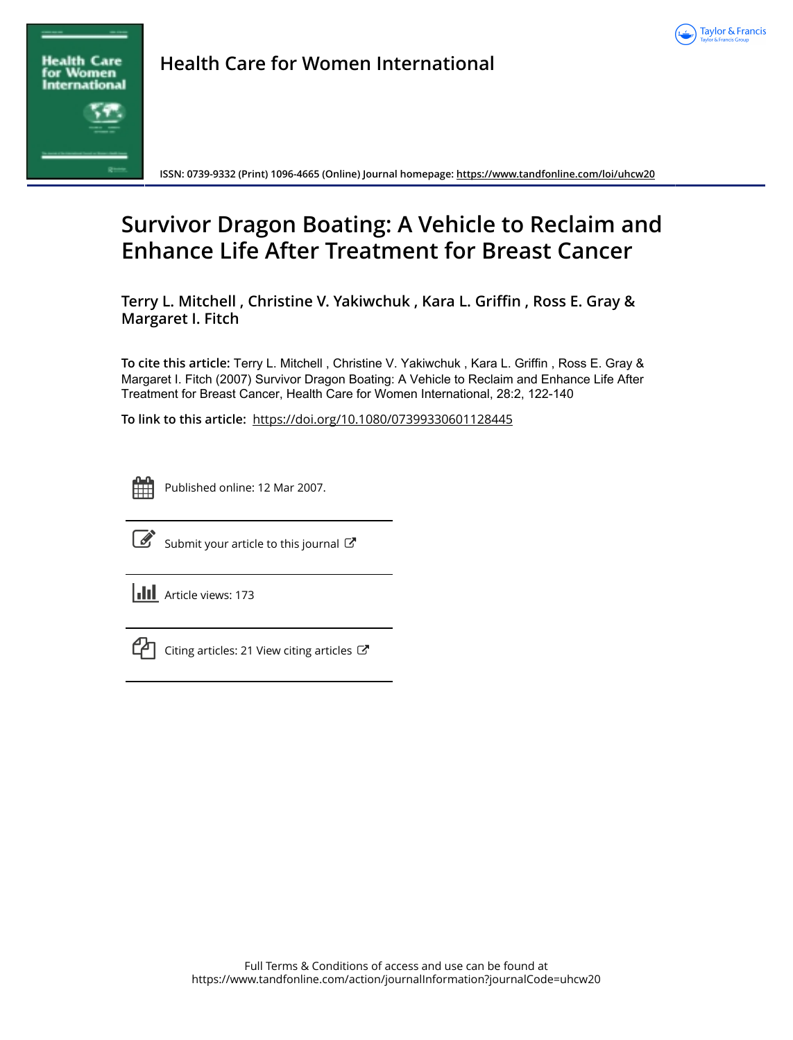Health Care for Women International

ISSN: 0739-9332 (Print) 1096-4665 (Online) Journal homepage: https://www.tandfonline.com/loi/uhcw20

# Survivor Dragon Boating: A Vehicle to Reclaim and Enhance Life After Treatment for Breast Cancer

**Terry L. Mitchell , Christine V. Yakiwchuk , Kara L. Griffin , Ross E. Gray & Margaret I. Fitch**

**To cite this article:** Terry L. Mitchell , Christine V. Yakiwchuk , Kara L. Griffin , Ross E. Gray & Margaret I. Fitch (2007) Survivor Dragon Boating: A Vehicle to Reclaim and Enhance Life After Treatment for Breast Cancer, Health Care for Women International, 28:2, 122-140

**To link to this article:** https://doi.org/10.1080/07399330601128445

Published online: 12 Mar 2007.

Submit your article to this journal

Article views: 173

Citing articles: 21 View citing articles

Full Terms & Conditions of access and use can be found at
https://www.tandfonline.com/action/journalInformation?journalCode=uhcw20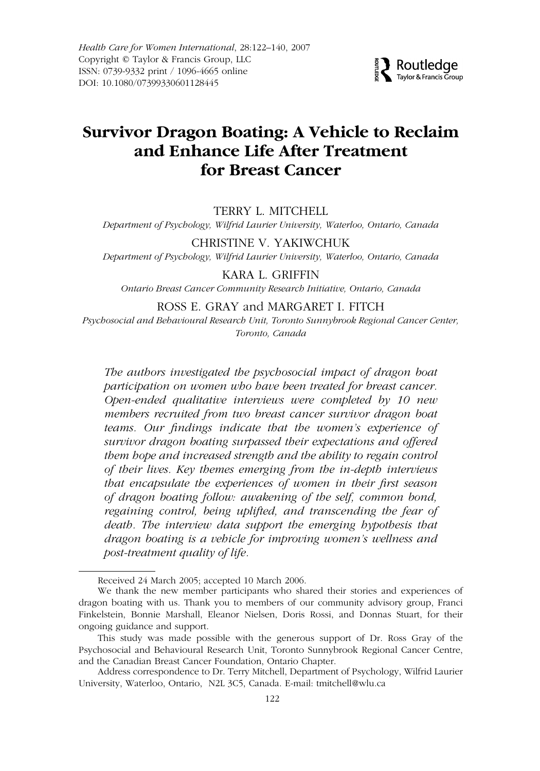# Survivor Dragon Boating: A Vehicle to Reclaim and Enhance Life After Treatment for Breast Cancer

TERRY L. MITCHELL

*Department of Psychology, Wilfrid Laurier University, Waterloo, Ontario, Canada*

CHRISTINE V. YAKIWCHUK

*Department of Psychology, Wilfrid Laurier University, Waterloo, Ontario, Canada*

KARA L. GRIFFIN

*Ontario Breast Cancer Community Research Initiative, Ontario, Canada*

ROSS E. GRAY and MARGARET I. FITCH

*Psychosocial and Behavioural Research Unit, Toronto Sunnybrook Regional Cancer Center, Toronto, Canada*

*The authors investigated the psychosocial impact of dragon boat participation on women who have been treated for breast cancer. Open-ended qualitative interviews were completed by 10 new members recruited from two breast cancer survivor dragon boat teams. Our findings indicate that the women's experience of survivor dragon boating surpassed their expectations and offered them hope and increased strength and the ability to regain control of their lives. Key themes emerging from the in-depth interviews that encapsulate the experiences of women in their first season of dragon boating follow: awakening of the self, common bond, regaining control, being uplifted, and transcending the fear of death. The interview data support the emerging hypothesis that dragon boating is a vehicle for improving women's wellness and post-treatment quality of life.*

---

Received 24 March 2005; accepted 10 March 2006.

We thank the new member participants who shared their stories and experiences of dragon boating with us. Thank you to members of our community advisory group, Franci Finkelstein, Bonnie Marshall, Eleanor Nielsen, Doris Rossi, and Donnas Stuart, for their ongoing guidance and support.

This study was made possible with the generous support of Dr. Ross Gray of the Psychosocial and Behavioural Research Unit, Toronto Sunnybrook Regional Cancer Centre, and the Canadian Breast Cancer Foundation, Ontario Chapter.

Address correspondence to Dr. Terry Mitchell, Department of Psychology, Wilfrid Laurier University, Waterloo, Ontario, N2L 3C5, Canada. E-mail: tmitchell@wlu.ca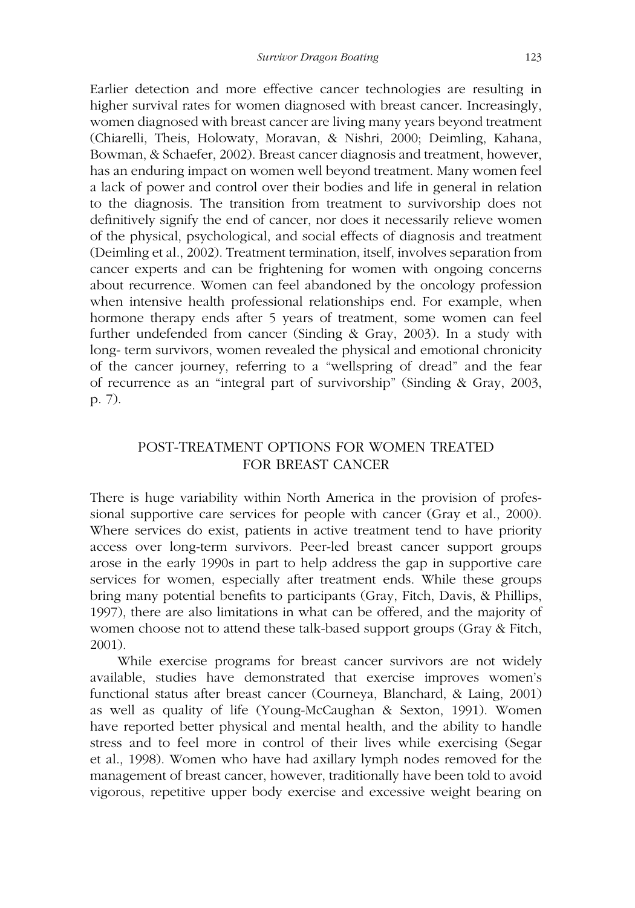Earlier detection and more effective cancer technologies are resulting in higher survival rates for women diagnosed with breast cancer. Increasingly, women diagnosed with breast cancer are living many years beyond treatment (Chiarelli, Theis, Holowaty, Moravan, & Nishri, 2000; Deimling, Kahana, Bowman, & Schaefer, 2002). Breast cancer diagnosis and treatment, however, has an enduring impact on women well beyond treatment. Many women feel a lack of power and control over their bodies and life in general in relation to the diagnosis. The transition from treatment to survivorship does not definitively signify the end of cancer, nor does it necessarily relieve women of the physical, psychological, and social effects of diagnosis and treatment (Deimling et al., 2002). Treatment termination, itself, involves separation from cancer experts and can be frightening for women with ongoing concerns about recurrence. Women can feel abandoned by the oncology profession when intensive health professional relationships end. For example, when hormone therapy ends after 5 years of treatment, some women can feel further undefended from cancer (Sinding & Gray, 2003). In a study with long- term survivors, women revealed the physical and emotional chronicity of the cancer journey, referring to a "wellspring of dread" and the fear of recurrence as an "integral part of survivorship" (Sinding & Gray, 2003, p. 7).

## POST-TREATMENT OPTIONS FOR WOMEN TREATED FOR BREAST CANCER

There is huge variability within North America in the provision of professional supportive care services for people with cancer (Gray et al., 2000). Where services do exist, patients in active treatment tend to have priority access over long-term survivors. Peer-led breast cancer support groups arose in the early 1990s in part to help address the gap in supportive care services for women, especially after treatment ends. While these groups bring many potential benefits to participants (Gray, Fitch, Davis, & Phillips, 1997), there are also limitations in what can be offered, and the majority of women choose not to attend these talk-based support groups (Gray & Fitch, 2001).

While exercise programs for breast cancer survivors are not widely available, studies have demonstrated that exercise improves women's functional status after breast cancer (Courneya, Blanchard, & Laing, 2001) as well as quality of life (Young-McCaughan & Sexton, 1991). Women have reported better physical and mental health, and the ability to handle stress and to feel more in control of their lives while exercising (Segar et al., 1998). Women who have had axillary lymph nodes removed for the management of breast cancer, however, traditionally have been told to avoid vigorous, repetitive upper body exercise and excessive weight bearing on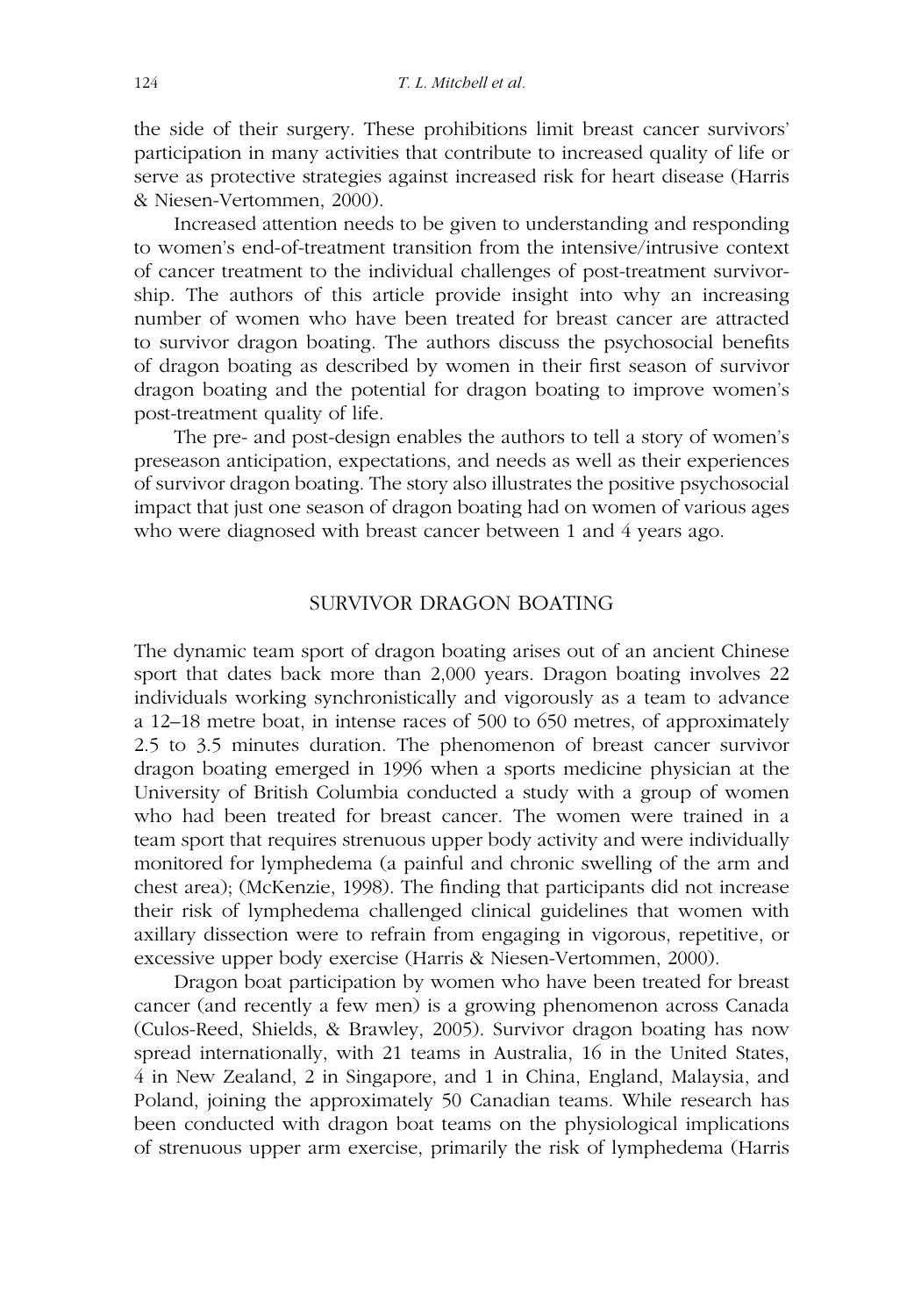the side of their surgery. These prohibitions limit breast cancer survivors' participation in many activities that contribute to increased quality of life or serve as protective strategies against increased risk for heart disease (Harris & Niesen-Vertommen, 2000).

Increased attention needs to be given to understanding and responding to women's end-of-treatment transition from the intensive/intrusive context of cancer treatment to the individual challenges of post-treatment survivorship. The authors of this article provide insight into why an increasing number of women who have been treated for breast cancer are attracted to survivor dragon boating. The authors discuss the psychosocial benefits of dragon boating as described by women in their first season of survivor dragon boating and the potential for dragon boating to improve women's post-treatment quality of life.

The pre- and post-design enables the authors to tell a story of women's preseason anticipation, expectations, and needs as well as their experiences of survivor dragon boating. The story also illustrates the positive psychosocial impact that just one season of dragon boating had on women of various ages who were diagnosed with breast cancer between 1 and 4 years ago.

## SURVIVOR DRAGON BOATING

The dynamic team sport of dragon boating arises out of an ancient Chinese sport that dates back more than 2,000 years. Dragon boating involves 22 individuals working synchronistically and vigorously as a team to advance a 12–18 metre boat, in intense races of 500 to 650 metres, of approximately 2.5 to 3.5 minutes duration. The phenomenon of breast cancer survivor dragon boating emerged in 1996 when a sports medicine physician at the University of British Columbia conducted a study with a group of women who had been treated for breast cancer. The women were trained in a team sport that requires strenuous upper body activity and were individually monitored for lymphedema (a painful and chronic swelling of the arm and chest area); (McKenzie, 1998). The finding that participants did not increase their risk of lymphedema challenged clinical guidelines that women with axillary dissection were to refrain from engaging in vigorous, repetitive, or excessive upper body exercise (Harris & Niesen-Vertommen, 2000).

Dragon boat participation by women who have been treated for breast cancer (and recently a few men) is a growing phenomenon across Canada (Culos-Reed, Shields, & Brawley, 2005). Survivor dragon boating has now spread internationally, with 21 teams in Australia, 16 in the United States, 4 in New Zealand, 2 in Singapore, and 1 in China, England, Malaysia, and Poland, joining the approximately 50 Canadian teams. While research has been conducted with dragon boat teams on the physiological implications of strenuous upper arm exercise, primarily the risk of lymphedema (Harris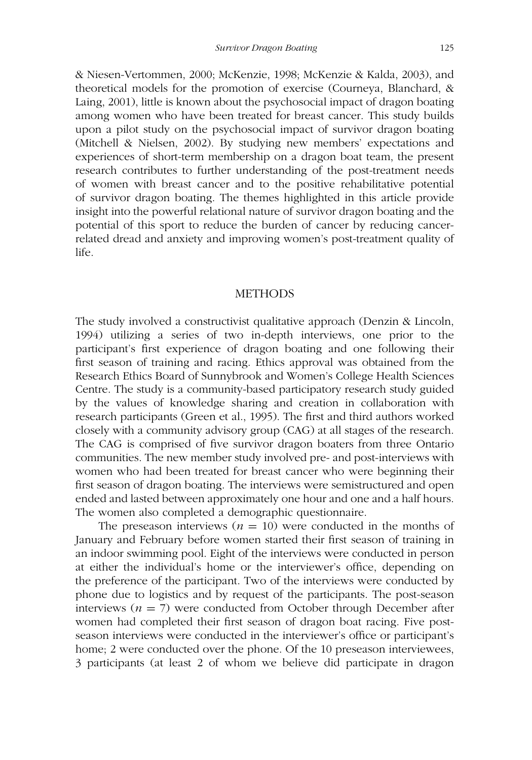& Niesen-Vertommen, 2000; McKenzie, 1998; McKenzie & Kalda, 2003), and theoretical models for the promotion of exercise (Courneya, Blanchard, & Laing, 2001), little is known about the psychosocial impact of dragon boating among women who have been treated for breast cancer. This study builds upon a pilot study on the psychosocial impact of survivor dragon boating (Mitchell & Nielsen, 2002). By studying new members' expectations and experiences of short-term membership on a dragon boat team, the present research contributes to further understanding of the post-treatment needs of women with breast cancer and to the positive rehabilitative potential of survivor dragon boating. The themes highlighted in this article provide insight into the powerful relational nature of survivor dragon boating and the potential of this sport to reduce the burden of cancer by reducing cancer-related dread and anxiety and improving women's post-treatment quality of life.

## METHODS

The study involved a constructivist qualitative approach (Denzin & Lincoln, 1994) utilizing a series of two in-depth interviews, one prior to the participant's first experience of dragon boating and one following their first season of training and racing. Ethics approval was obtained from the Research Ethics Board of Sunnybrook and Women's College Health Sciences Centre. The study is a community-based participatory research study guided by the values of knowledge sharing and creation in collaboration with research participants (Green et al., 1995). The first and third authors worked closely with a community advisory group (CAG) at all stages of the research. The CAG is comprised of five survivor dragon boaters from three Ontario communities. The new member study involved pre- and post-interviews with women who had been treated for breast cancer who were beginning their first season of dragon boating. The interviews were semistructured and open ended and lasted between approximately one hour and one and a half hours. The women also completed a demographic questionnaire.

The preseason interviews ($n = 10$) were conducted in the months of January and February before women started their first season of training in an indoor swimming pool. Eight of the interviews were conducted in person at either the individual's home or the interviewer's office, depending on the preference of the participant. Two of the interviews were conducted by phone due to logistics and by request of the participants. The post-season interviews ($n = 7$) were conducted from October through December after women had completed their first season of dragon boat racing. Five post-season interviews were conducted in the interviewer's office or participant's home; 2 were conducted over the phone. Of the 10 preseason interviewees, 3 participants (at least 2 of whom we believe did participate in dragon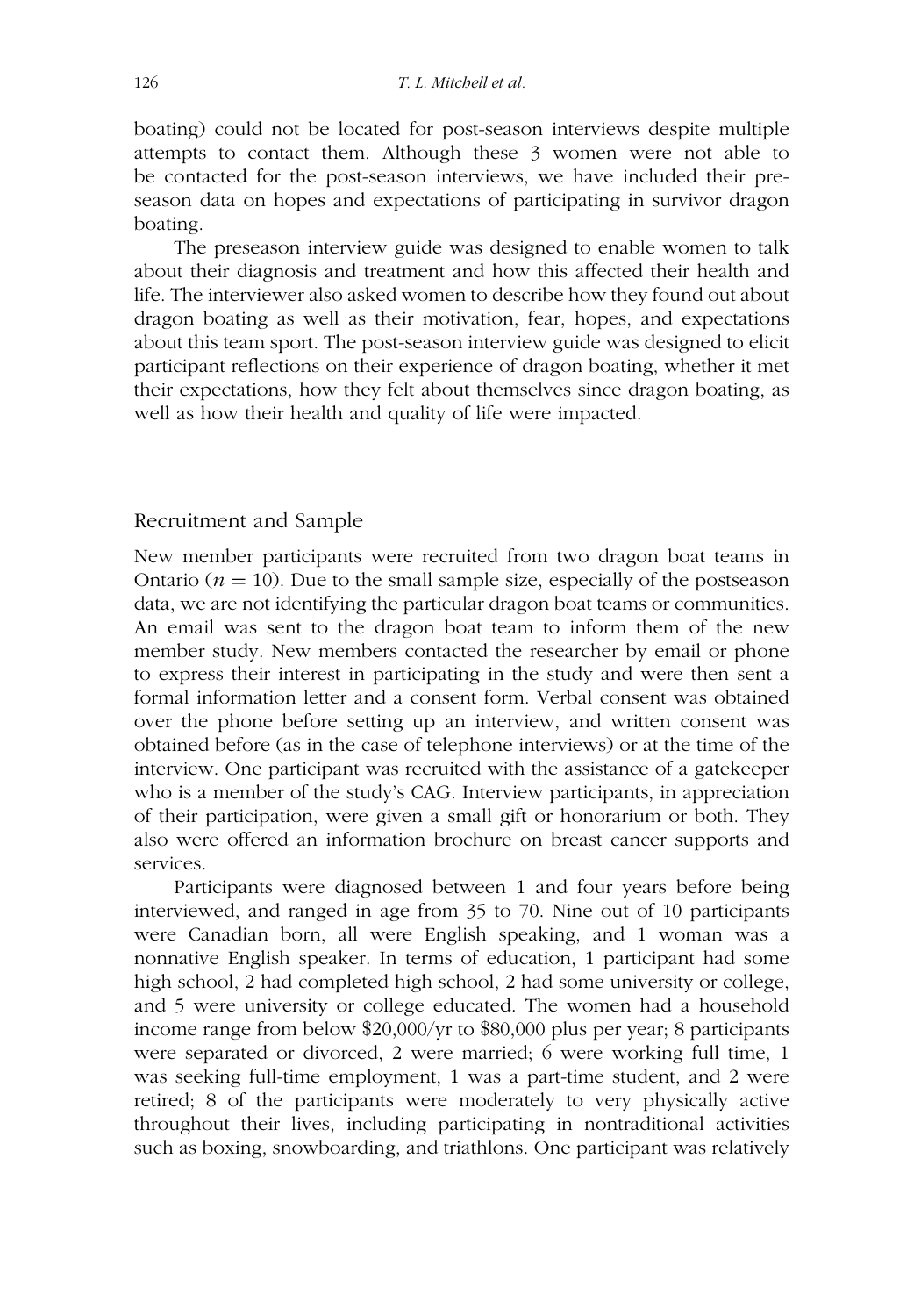boating) could not be located for post-season interviews despite multiple attempts to contact them. Although these 3 women were not able to be contacted for the post-season interviews, we have included their pre-season data on hopes and expectations of participating in survivor dragon boating.

The preseason interview guide was designed to enable women to talk about their diagnosis and treatment and how this affected their health and life. The interviewer also asked women to describe how they found out about dragon boating as well as their motivation, fear, hopes, and expectations about this team sport. The post-season interview guide was designed to elicit participant reflections on their experience of dragon boating, whether it met their expectations, how they felt about themselves since dragon boating, as well as how their health and quality of life were impacted.

## Recruitment and Sample

New member participants were recruited from two dragon boat teams in Ontario ($n = 10$). Due to the small sample size, especially of the postseason data, we are not identifying the particular dragon boat teams or communities. An email was sent to the dragon boat team to inform them of the new member study. New members contacted the researcher by email or phone to express their interest in participating in the study and were then sent a formal information letter and a consent form. Verbal consent was obtained over the phone before setting up an interview, and written consent was obtained before (as in the case of telephone interviews) or at the time of the interview. One participant was recruited with the assistance of a gatekeeper who is a member of the study's CAG. Interview participants, in appreciation of their participation, were given a small gift or honorarium or both. They also were offered an information brochure on breast cancer supports and services.

Participants were diagnosed between 1 and four years before being interviewed, and ranged in age from 35 to 70. Nine out of 10 participants were Canadian born, all were English speaking, and 1 woman was a nonnative English speaker. In terms of education, 1 participant had some high school, 2 had completed high school, 2 had some university or college, and 5 were university or college educated. The women had a household income range from below \$20,000/yr to \$80,000 plus per year; 8 participants were separated or divorced, 2 were married; 6 were working full time, 1 was seeking full-time employment, 1 was a part-time student, and 2 were retired; 8 of the participants were moderately to very physically active throughout their lives, including participating in nontraditional activities such as boxing, snowboarding, and triathlons. One participant was relatively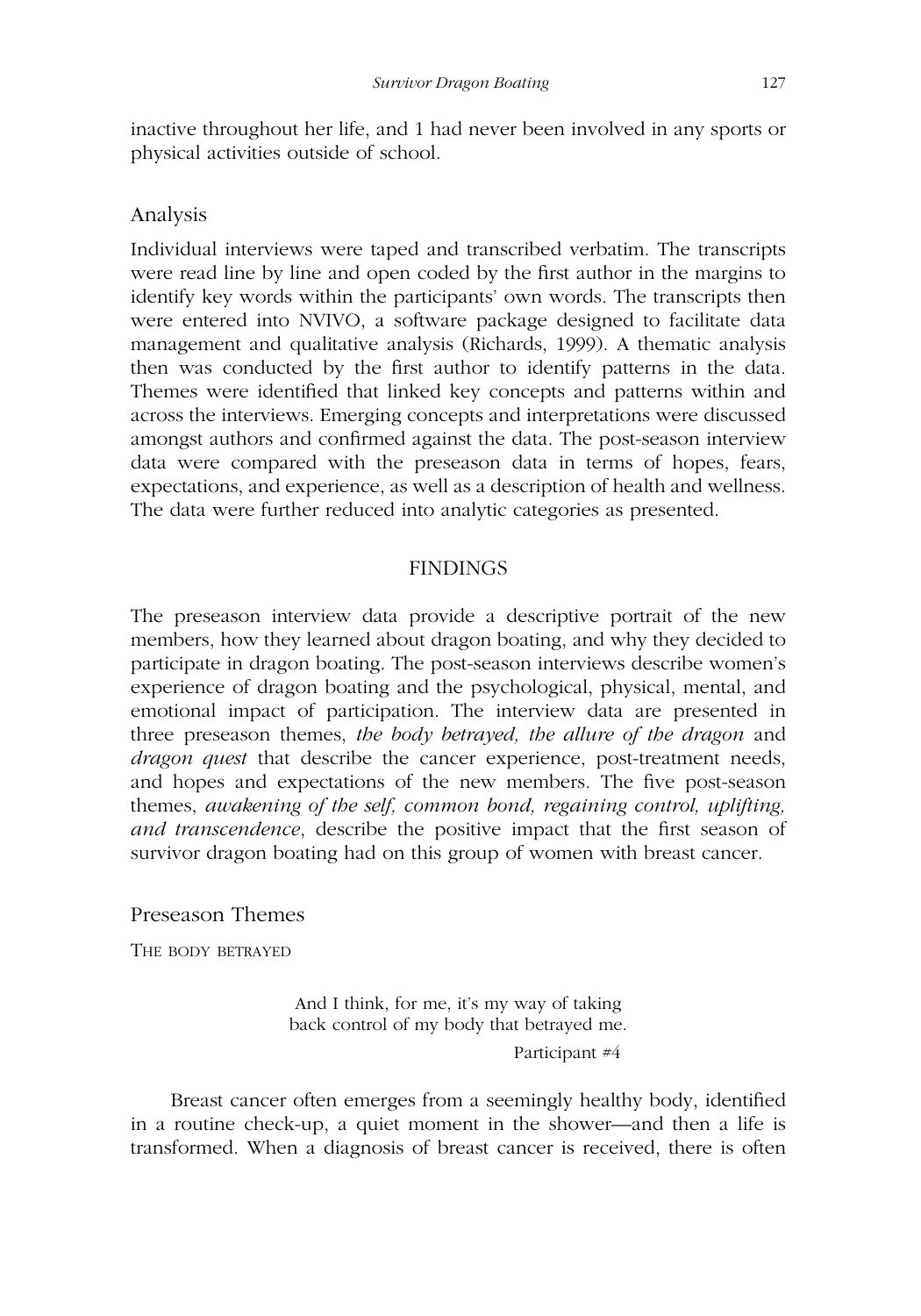inactive throughout her life, and 1 had never been involved in any sports or physical activities outside of school.

## Analysis

Individual interviews were taped and transcribed verbatim. The transcripts were read line by line and open coded by the first author in the margins to identify key words within the participants' own words. The transcripts then were entered into NVIVO, a software package designed to facilitate data management and qualitative analysis (Richards, 1999). A thematic analysis then was conducted by the first author to identify patterns in the data. Themes were identified that linked key concepts and patterns within and across the interviews. Emerging concepts and interpretations were discussed amongst authors and confirmed against the data. The post-season interview data were compared with the preseason data in terms of hopes, fears, expectations, and experience, as well as a description of health and wellness. The data were further reduced into analytic categories as presented.

# FINDINGS

The preseason interview data provide a descriptive portrait of the new members, how they learned about dragon boating, and why they decided to participate in dragon boating. The post-season interviews describe women's experience of dragon boating and the psychological, physical, mental, and emotional impact of participation. The interview data are presented in three preseason themes, *the body betrayed, the allure of the dragon* and *dragon quest* that describe the cancer experience, post-treatment needs, and hopes and expectations of the new members. The five post-season themes, *awakening of the self, common bond, regaining control, uplifting, and transcendence*, describe the positive impact that the first season of survivor dragon boating had on this group of women with breast cancer.

## Preseason Themes

### THE BODY BETRAYED

> And I think, for me, it's my way of taking back control of my body that betrayed me.
>
> Participant #4

Breast cancer often emerges from a seemingly healthy body, identified in a routine check-up, a quiet moment in the shower—and then a life is transformed. When a diagnosis of breast cancer is received, there is often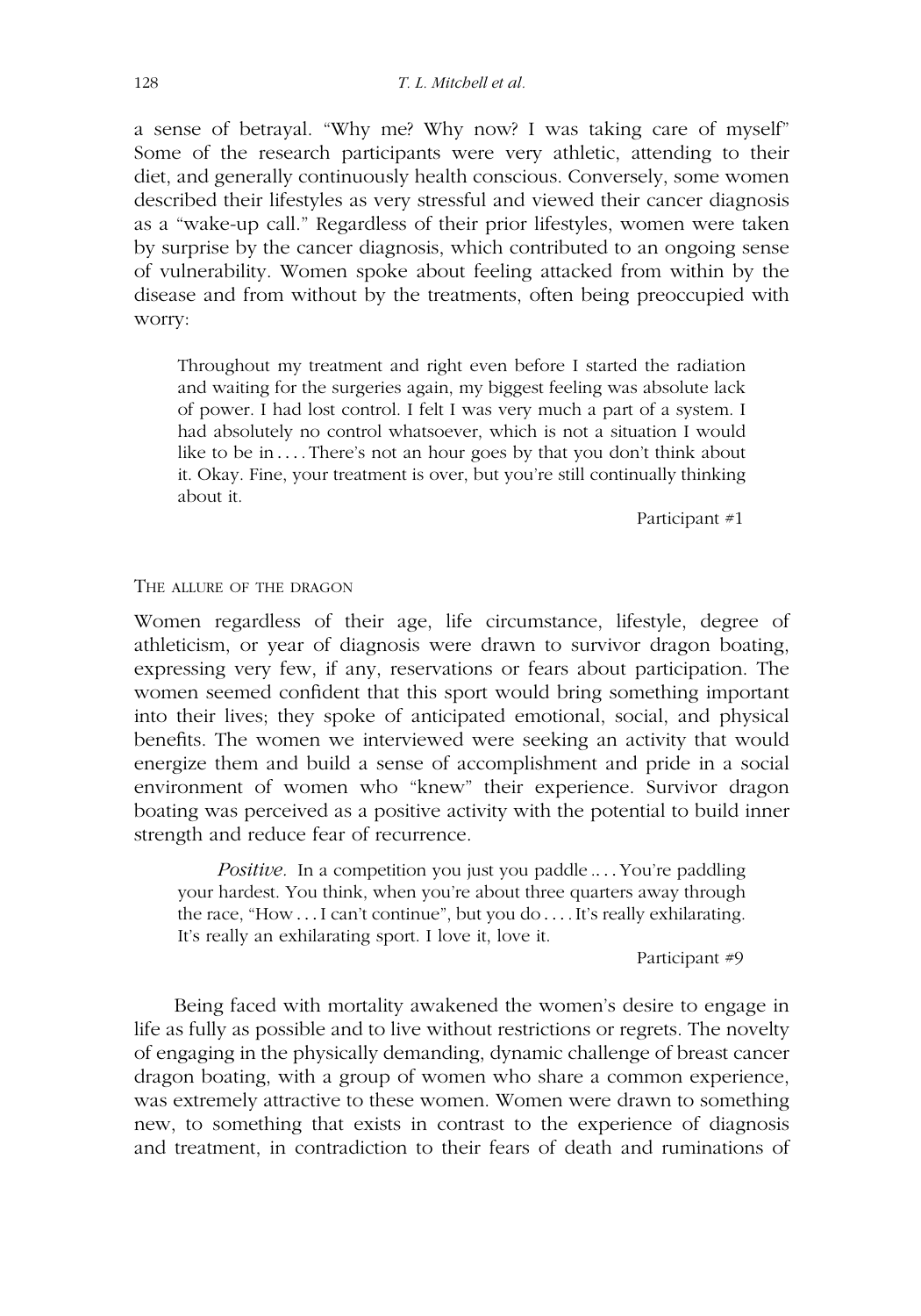a sense of betrayal. "Why me? Why now? I was taking care of myself" Some of the research participants were very athletic, attending to their diet, and generally continuously health conscious. Conversely, some women described their lifestyles as very stressful and viewed their cancer diagnosis as a "wake-up call." Regardless of their prior lifestyles, women were taken by surprise by the cancer diagnosis, which contributed to an ongoing sense of vulnerability. Women spoke about feeling attacked from within by the disease and from without by the treatments, often being preoccupied with worry:

> Throughout my treatment and right even before I started the radiation and waiting for the surgeries again, my biggest feeling was absolute lack of power. I had lost control. I felt I was very much a part of a system. I had absolutely no control whatsoever, which is not a situation I would like to be in .... There's not an hour goes by that you don't think about it. Okay. Fine, your treatment is over, but you're still continually thinking about it.
>
> Participant #1

### THE ALLURE OF THE DRAGON

Women regardless of their age, life circumstance, lifestyle, degree of athleticism, or year of diagnosis were drawn to survivor dragon boating, expressing very few, if any, reservations or fears about participation. The women seemed confident that this sport would bring something important into their lives; they spoke of anticipated emotional, social, and physical benefits. The women we interviewed were seeking an activity that would energize them and build a sense of accomplishment and pride in a social environment of women who "knew" their experience. Survivor dragon boating was perceived as a positive activity with the potential to build inner strength and reduce fear of recurrence.

> *Positive*. In a competition you just you paddle .. . . You're paddling your hardest. You think, when you're about three quarters away through the race, "How . . . I can't continue", but you do . . . . It's really exhilarating. It's really an exhilarating sport. I love it, love it.
>
> Participant #9

Being faced with mortality awakened the women's desire to engage in life as fully as possible and to live without restrictions or regrets. The novelty of engaging in the physically demanding, dynamic challenge of breast cancer dragon boating, with a group of women who share a common experience, was extremely attractive to these women. Women were drawn to something new, to something that exists in contrast to the experience of diagnosis and treatment, in contradiction to their fears of death and ruminations of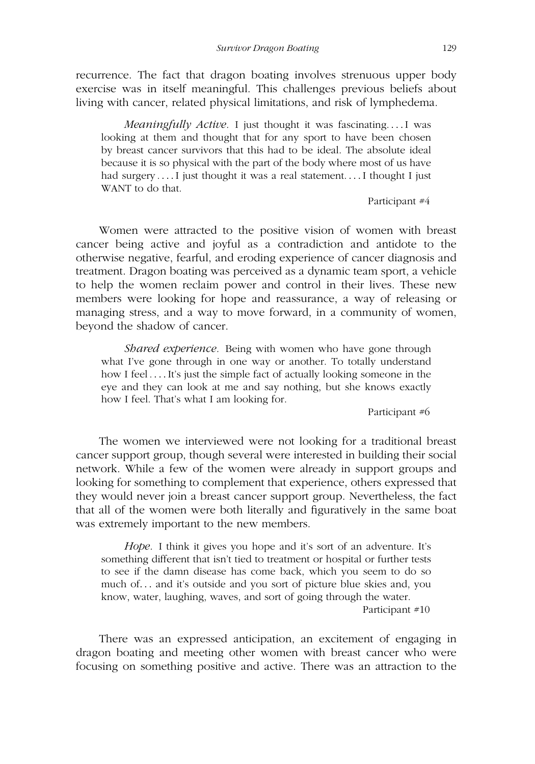recurrence. The fact that dragon boating involves strenuous upper body exercise was in itself meaningful. This challenges previous beliefs about living with cancer, related physical limitations, and risk of lymphedema.

> *Meaningfully Active*. I just thought it was fascinating. . . . I was looking at them and thought that for any sport to have been chosen by breast cancer survivors that this had to be ideal. The absolute ideal because it is so physical with the part of the body where most of us have had surgery . . . . I just thought it was a real statement. . . . I thought I just WANT to do that.
>
> Participant #4

Women were attracted to the positive vision of women with breast cancer being active and joyful as a contradiction and antidote to the otherwise negative, fearful, and eroding experience of cancer diagnosis and treatment. Dragon boating was perceived as a dynamic team sport, a vehicle to help the women reclaim power and control in their lives. These new members were looking for hope and reassurance, a way of releasing or managing stress, and a way to move forward, in a community of women, beyond the shadow of cancer.

> *Shared experience*. Being with women who have gone through what I've gone through in one way or another. To totally understand how I feel . . . . It's just the simple fact of actually looking someone in the eye and they can look at me and say nothing, but she knows exactly how I feel. That's what I am looking for.
>
> Participant #6

The women we interviewed were not looking for a traditional breast cancer support group, though several were interested in building their social network. While a few of the women were already in support groups and looking for something to complement that experience, others expressed that they would never join a breast cancer support group. Nevertheless, the fact that all of the women were both literally and figuratively in the same boat was extremely important to the new members.

> *Hope*. I think it gives you hope and it's sort of an adventure. It's something different that isn't tied to treatment or hospital or further tests to see if the damn disease has come back, which you seem to do so much of. . . and it's outside and you sort of picture blue skies and, you know, water, laughing, waves, and sort of going through the water.
>
> Participant #10

There was an expressed anticipation, an excitement of engaging in dragon boating and meeting other women with breast cancer who were focusing on something positive and active. There was an attraction to the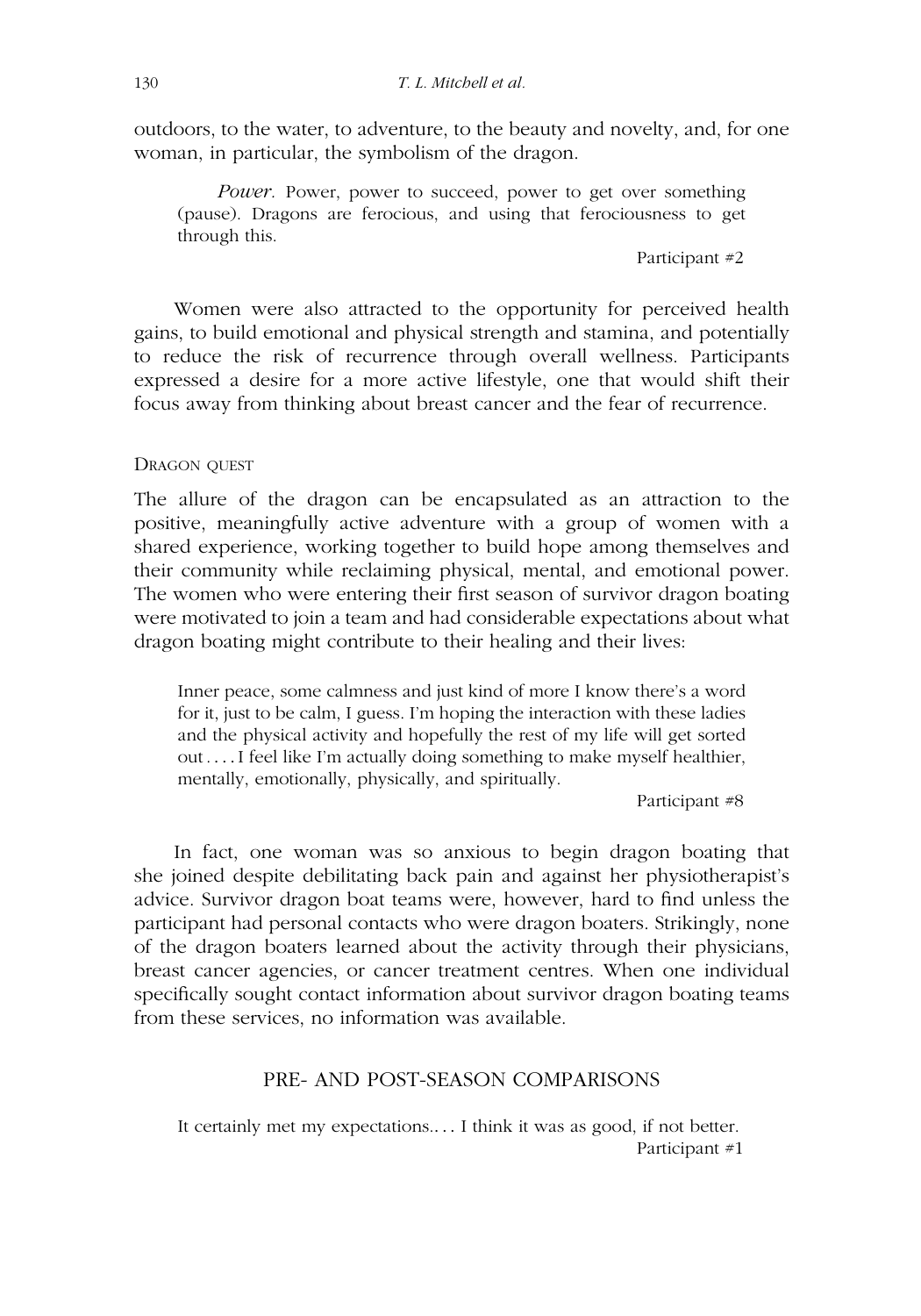outdoors, to the water, to adventure, to the beauty and novelty, and, for one woman, in particular, the symbolism of the dragon.

> *Power*. Power, power to succeed, power to get over something (pause). Dragons are ferocious, and using that ferociousness to get through this.
>
> Participant #2

Women were also attracted to the opportunity for perceived health gains, to build emotional and physical strength and stamina, and potentially to reduce the risk of recurrence through overall wellness. Participants expressed a desire for a more active lifestyle, one that would shift their focus away from thinking about breast cancer and the fear of recurrence.

### Dragon quest

The allure of the dragon can be encapsulated as an attraction to the positive, meaningfully active adventure with a group of women with a shared experience, working together to build hope among themselves and their community while reclaiming physical, mental, and emotional power. The women who were entering their first season of survivor dragon boating were motivated to join a team and had considerable expectations about what dragon boating might contribute to their healing and their lives:

> Inner peace, some calmness and just kind of more I know there's a word for it, just to be calm, I guess. I'm hoping the interaction with these ladies and the physical activity and hopefully the rest of my life will get sorted out . . . . I feel like I'm actually doing something to make myself healthier, mentally, emotionally, physically, and spiritually.
>
> Participant #8

In fact, one woman was so anxious to begin dragon boating that she joined despite debilitating back pain and against her physiotherapist's advice. Survivor dragon boat teams were, however, hard to find unless the participant had personal contacts who were dragon boaters. Strikingly, none of the dragon boaters learned about the activity through their physicians, breast cancer agencies, or cancer treatment centres. When one individual specifically sought contact information about survivor dragon boating teams from these services, no information was available.

## PRE- AND POST-SEASON COMPARISONS

> It certainly met my expectations. . . . I think it was as good, if not better.
>
> Participant #1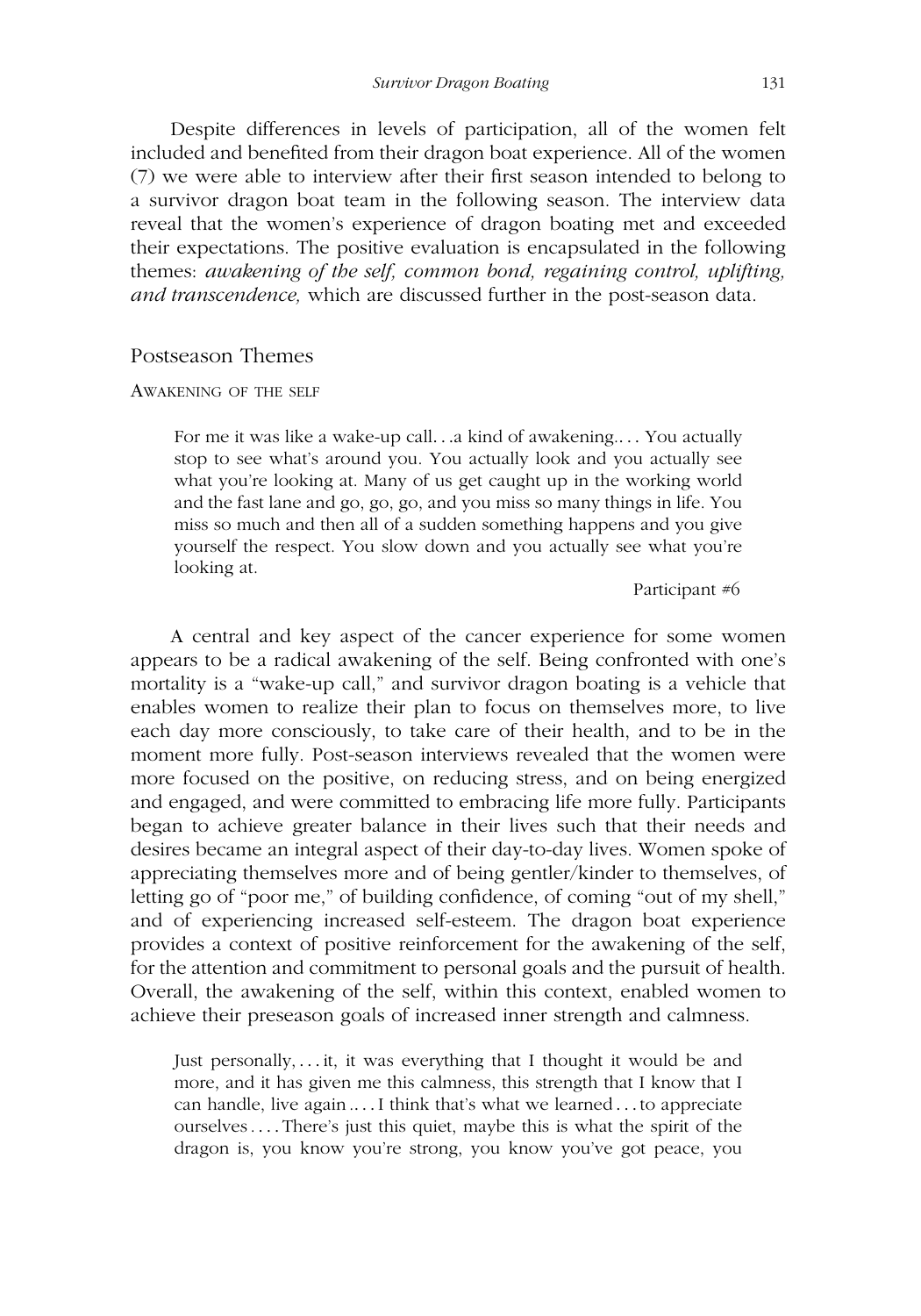Despite differences in levels of participation, all of the women felt included and benefited from their dragon boat experience. All of the women (7) we were able to interview after their first season intended to belong to a survivor dragon boat team in the following season. The interview data reveal that the women's experience of dragon boating met and exceeded their expectations. The positive evaluation is encapsulated in the following themes: *awakening of the self, common bond, regaining control, uplifting, and transcendence,* which are discussed further in the post-season data.

## Postseason Themes

### Awakening of the Self

> For me it was like a wake-up call. . .a kind of awakening.. . . You actually stop to see what's around you. You actually look and you actually see what you're looking at. Many of us get caught up in the working world and the fast lane and go, go, go, and you miss so many things in life. You miss so much and then all of a sudden something happens and you give yourself the respect. You slow down and you actually see what you're looking at.
>
> Participant #6

A central and key aspect of the cancer experience for some women appears to be a radical awakening of the self. Being confronted with one's mortality is a "wake-up call," and survivor dragon boating is a vehicle that enables women to realize their plan to focus on themselves more, to live each day more consciously, to take care of their health, and to be in the moment more fully. Post-season interviews revealed that the women were more focused on the positive, on reducing stress, and on being energized and engaged, and were committed to embracing life more fully. Participants began to achieve greater balance in their lives such that their needs and desires became an integral aspect of their day-to-day lives. Women spoke of appreciating themselves more and of being gentler/kinder to themselves, of letting go of "poor me," of building confidence, of coming "out of my shell," and of experiencing increased self-esteem. The dragon boat experience provides a context of positive reinforcement for the awakening of the self, for the attention and commitment to personal goals and the pursuit of health. Overall, the awakening of the self, within this context, enabled women to achieve their preseason goals of increased inner strength and calmness.

> Just personally, . . . it, it was everything that I thought it would be and more, and it has given me this calmness, this strength that I know that I can handle, live again .. . . I think that's what we learned . . . to appreciate ourselves . . . . There's just this quiet, maybe this is what the spirit of the dragon is, you know you're strong, you know you've got peace, you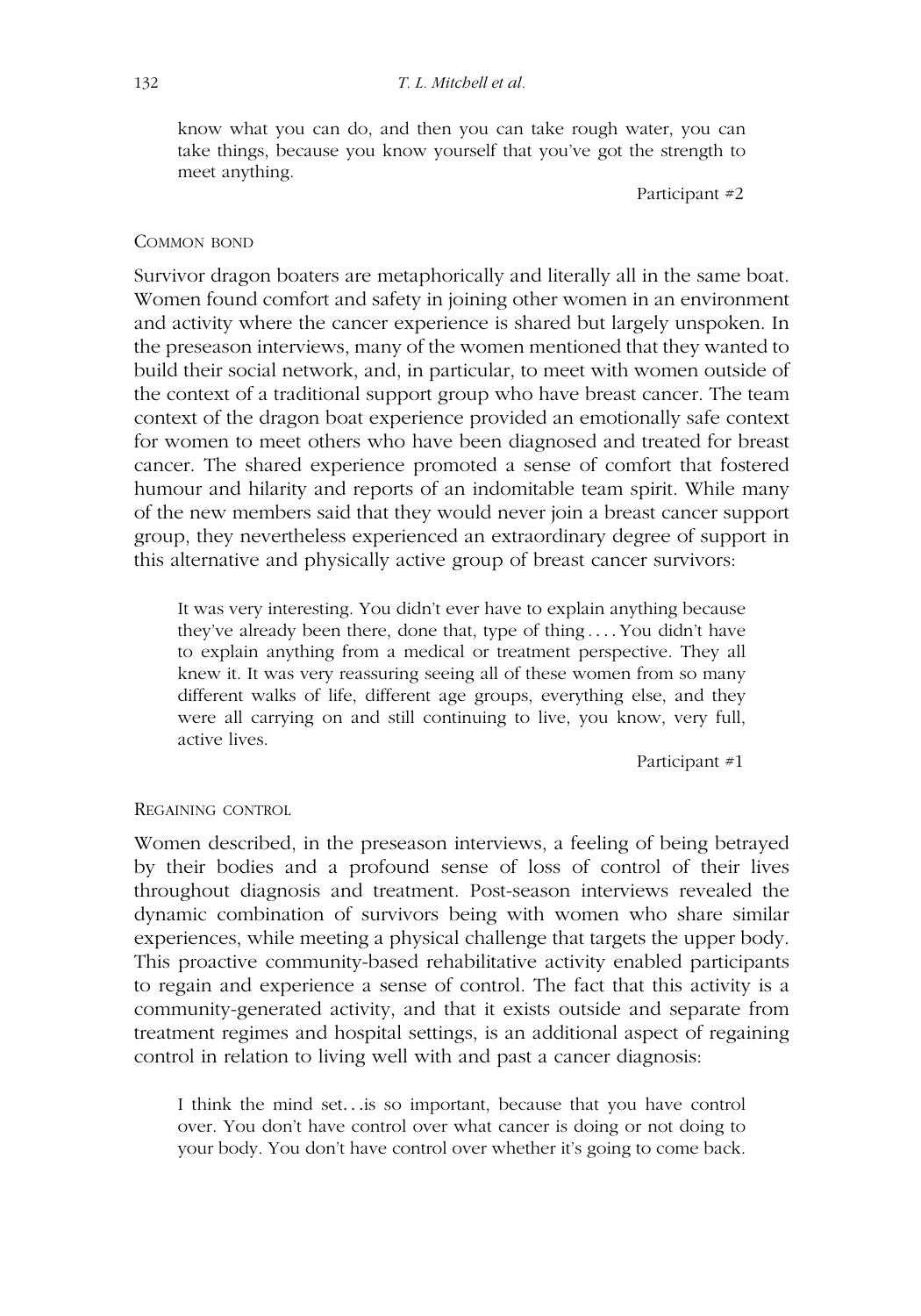> know what you can do, and then you can take rough water, you can take things, because you know yourself that you've got the strength to meet anything.
>
> Participant #2

### COMMON BOND

Survivor dragon boaters are metaphorically and literally all in the same boat. Women found comfort and safety in joining other women in an environment and activity where the cancer experience is shared but largely unspoken. In the preseason interviews, many of the women mentioned that they wanted to build their social network, and, in particular, to meet with women outside of the context of a traditional support group who have breast cancer. The team context of the dragon boat experience provided an emotionally safe context for women to meet others who have been diagnosed and treated for breast cancer. The shared experience promoted a sense of comfort that fostered humour and hilarity and reports of an indomitable team spirit. While many of the new members said that they would never join a breast cancer support group, they nevertheless experienced an extraordinary degree of support in this alternative and physically active group of breast cancer survivors:

> It was very interesting. You didn't ever have to explain anything because they've already been there, done that, type of thing . . . . You didn't have to explain anything from a medical or treatment perspective. They all knew it. It was very reassuring seeing all of these women from so many different walks of life, different age groups, everything else, and they were all carrying on and still continuing to live, you know, very full, active lives.
>
> Participant #1

### REGAINING CONTROL

Women described, in the preseason interviews, a feeling of being betrayed by their bodies and a profound sense of loss of control of their lives throughout diagnosis and treatment. Post-season interviews revealed the dynamic combination of survivors being with women who share similar experiences, while meeting a physical challenge that targets the upper body. This proactive community-based rehabilitative activity enabled participants to regain and experience a sense of control. The fact that this activity is a community-generated activity, and that it exists outside and separate from treatment regimes and hospital settings, is an additional aspect of regaining control in relation to living well with and past a cancer diagnosis:

> I think the mind set. . .is so important, because that you have control over. You don't have control over what cancer is doing or not doing to your body. You don't have control over whether it's going to come back.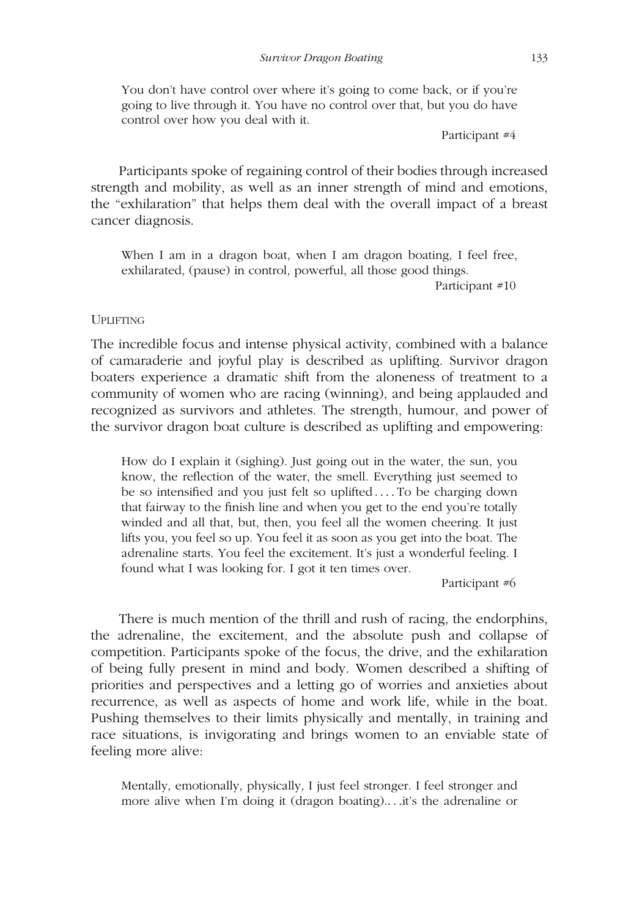> You don't have control over where it's going to come back, or if you're going to live through it. You have no control over that, but you do have control over how you deal with it.
>
> Participant #4

Participants spoke of regaining control of their bodies through increased strength and mobility, as well as an inner strength of mind and emotions, the "exhilaration" that helps them deal with the overall impact of a breast cancer diagnosis.

> When I am in a dragon boat, when I am dragon boating, I feel free, exhilarated, (pause) in control, powerful, all those good things.
>
> Participant #10

### Uplifting

The incredible focus and intense physical activity, combined with a balance of camaraderie and joyful play is described as uplifting. Survivor dragon boaters experience a dramatic shift from the aloneness of treatment to a community of women who are racing (winning), and being applauded and recognized as survivors and athletes. The strength, humour, and power of the survivor dragon boat culture is described as uplifting and empowering:

> How do I explain it (sighing). Just going out in the water, the sun, you know, the reflection of the water, the smell. Everything just seemed to be so intensified and you just felt so uplifted . . . . To be charging down that fairway to the finish line and when you get to the end you're totally winded and all that, but, then, you feel all the women cheering. It just lifts you, you feel so up. You feel it as soon as you get into the boat. The adrenaline starts. You feel the excitement. It's just a wonderful feeling. I found what I was looking for. I got it ten times over.
>
> Participant #6

There is much mention of the thrill and rush of racing, the endorphins, the adrenaline, the excitement, and the absolute push and collapse of competition. Participants spoke of the focus, the drive, and the exhilaration of being fully present in mind and body. Women described a shifting of priorities and perspectives and a letting go of worries and anxieties about recurrence, as well as aspects of home and work life, while in the boat. Pushing themselves to their limits physically and mentally, in training and race situations, is invigorating and brings women to an enviable state of feeling more alive:

> Mentally, emotionally, physically, I just feel stronger. I feel stronger and more alive when I'm doing it (dragon boating).. . .it's the adrenaline or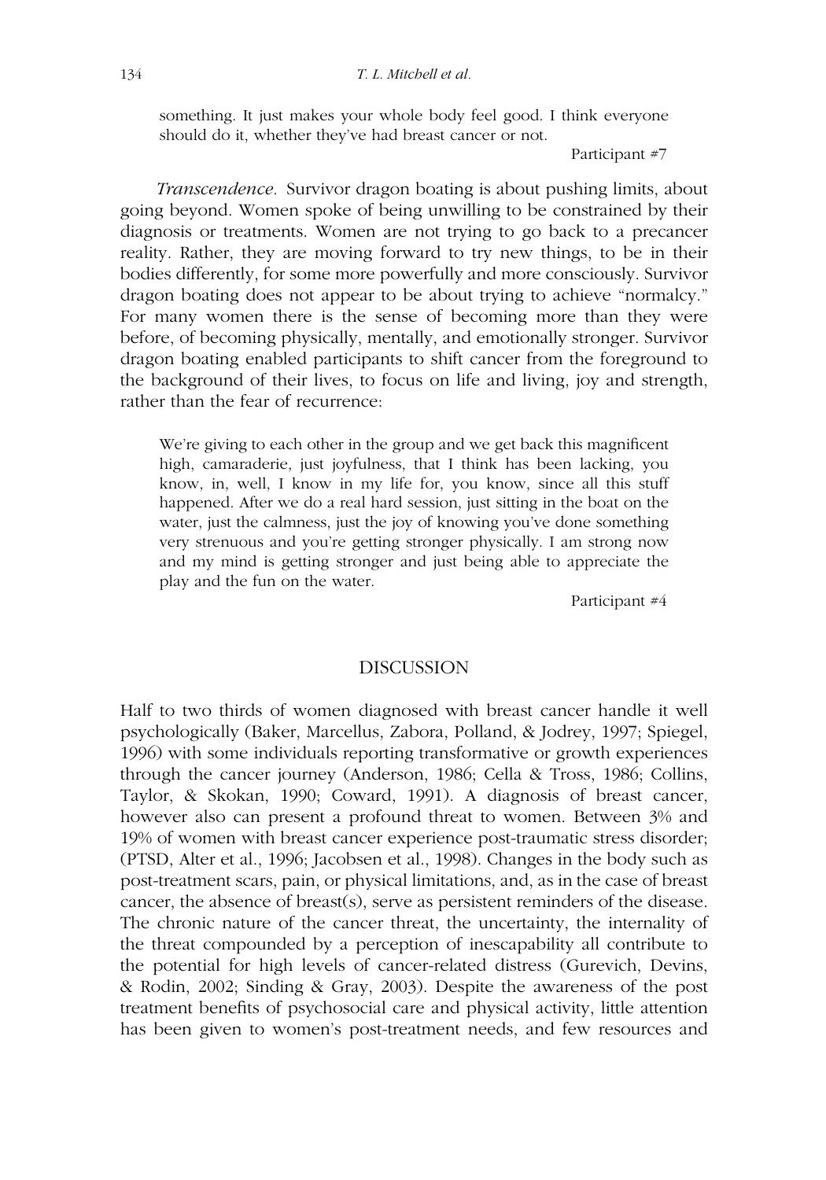something. It just makes your whole body feel good. I think everyone should do it, whether they've had breast cancer or not.

Participant #7

*Transcendence.* Survivor dragon boating is about pushing limits, about going beyond. Women spoke of being unwilling to be constrained by their diagnosis or treatments. Women are not trying to go back to a precancer reality. Rather, they are moving forward to try new things, to be in their bodies differently, for some more powerfully and more consciously. Survivor dragon boating does not appear to be about trying to achieve "normalcy." For many women there is the sense of becoming more than they were before, of becoming physically, mentally, and emotionally stronger. Survivor dragon boating enabled participants to shift cancer from the foreground to the background of their lives, to focus on life and living, joy and strength, rather than the fear of recurrence:

> We're giving to each other in the group and we get back this magnificent high, camaraderie, just joyfulness, that I think has been lacking, you know, in, well, I know in my life for, you know, since all this stuff happened. After we do a real hard session, just sitting in the boat on the water, just the calmness, just the joy of knowing you've done something very strenuous and you're getting stronger physically. I am strong now and my mind is getting stronger and just being able to appreciate the play and the fun on the water.
>
> Participant #4

## DISCUSSION

Half to two thirds of women diagnosed with breast cancer handle it well psychologically (Baker, Marcellus, Zabora, Polland, & Jodrey, 1997; Spiegel, 1996) with some individuals reporting transformative or growth experiences through the cancer journey (Anderson, 1986; Cella & Tross, 1986; Collins, Taylor, & Skokan, 1990; Coward, 1991). A diagnosis of breast cancer, however also can present a profound threat to women. Between 3% and 19% of women with breast cancer experience post-traumatic stress disorder; (PTSD, Alter et al., 1996; Jacobsen et al., 1998). Changes in the body such as post-treatment scars, pain, or physical limitations, and, as in the case of breast cancer, the absence of breast(s), serve as persistent reminders of the disease. The chronic nature of the cancer threat, the uncertainty, the internality of the threat compounded by a perception of inescapability all contribute to the potential for high levels of cancer-related distress (Gurevich, Devins, & Rodin, 2002; Sinding & Gray, 2003). Despite the awareness of the post treatment benefits of psychosocial care and physical activity, little attention has been given to women's post-treatment needs, and few resources and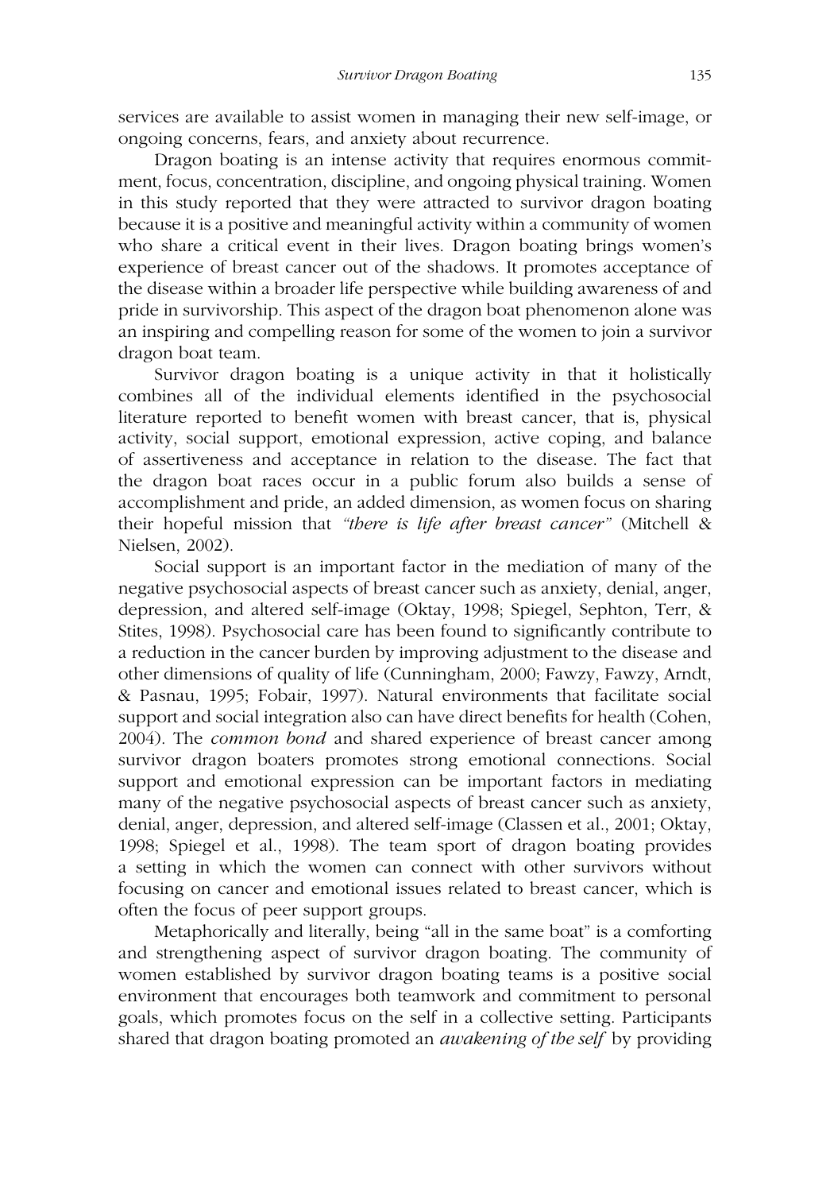services are available to assist women in managing their new self-image, or ongoing concerns, fears, and anxiety about recurrence.

Dragon boating is an intense activity that requires enormous commitment, focus, concentration, discipline, and ongoing physical training. Women in this study reported that they were attracted to survivor dragon boating because it is a positive and meaningful activity within a community of women who share a critical event in their lives. Dragon boating brings women's experience of breast cancer out of the shadows. It promotes acceptance of the disease within a broader life perspective while building awareness of and pride in survivorship. This aspect of the dragon boat phenomenon alone was an inspiring and compelling reason for some of the women to join a survivor dragon boat team.

Survivor dragon boating is a unique activity in that it holistically combines all of the individual elements identified in the psychosocial literature reported to benefit women with breast cancer, that is, physical activity, social support, emotional expression, active coping, and balance of assertiveness and acceptance in relation to the disease. The fact that the dragon boat races occur in a public forum also builds a sense of accomplishment and pride, an added dimension, as women focus on sharing their hopeful mission that *"there is life after breast cancer"* (Mitchell & Nielsen, 2002).

Social support is an important factor in the mediation of many of the negative psychosocial aspects of breast cancer such as anxiety, denial, anger, depression, and altered self-image (Oktay, 1998; Spiegel, Sephton, Terr, & Stites, 1998). Psychosocial care has been found to significantly contribute to a reduction in the cancer burden by improving adjustment to the disease and other dimensions of quality of life (Cunningham, 2000; Fawzy, Fawzy, Arndt, & Pasnau, 1995; Fobair, 1997). Natural environments that facilitate social support and social integration also can have direct benefits for health (Cohen, 2004). The *common bond* and shared experience of breast cancer among survivor dragon boaters promotes strong emotional connections. Social support and emotional expression can be important factors in mediating many of the negative psychosocial aspects of breast cancer such as anxiety, denial, anger, depression, and altered self-image (Classen et al., 2001; Oktay, 1998; Spiegel et al., 1998). The team sport of dragon boating provides a setting in which the women can connect with other survivors without focusing on cancer and emotional issues related to breast cancer, which is often the focus of peer support groups.

Metaphorically and literally, being "all in the same boat" is a comforting and strengthening aspect of survivor dragon boating. The community of women established by survivor dragon boating teams is a positive social environment that encourages both teamwork and commitment to personal goals, which promotes focus on the self in a collective setting. Participants shared that dragon boating promoted an *awakening of the self* by providing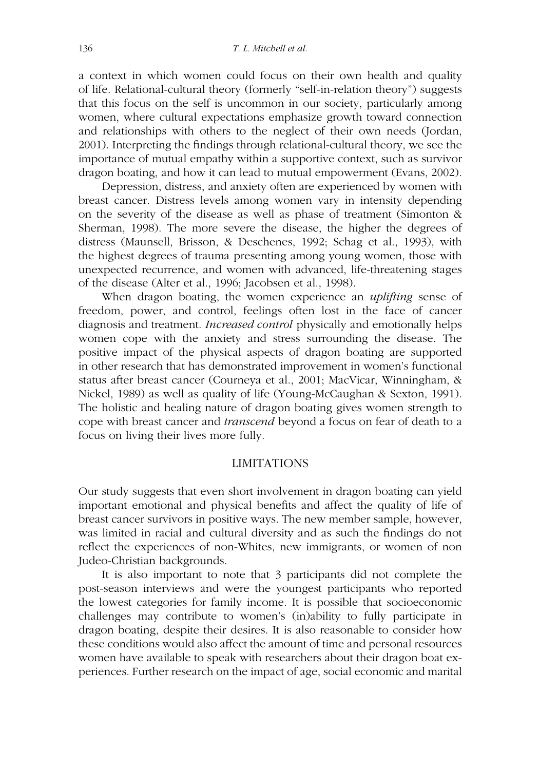a context in which women could focus on their own health and quality of life. Relational-cultural theory (formerly "self-in-relation theory") suggests that this focus on the self is uncommon in our society, particularly among women, where cultural expectations emphasize growth toward connection and relationships with others to the neglect of their own needs (Jordan, 2001). Interpreting the findings through relational-cultural theory, we see the importance of mutual empathy within a supportive context, such as survivor dragon boating, and how it can lead to mutual empowerment (Evans, 2002).

Depression, distress, and anxiety often are experienced by women with breast cancer. Distress levels among women vary in intensity depending on the severity of the disease as well as phase of treatment (Simonton & Sherman, 1998). The more severe the disease, the higher the degrees of distress (Maunsell, Brisson, & Deschenes, 1992; Schag et al., 1993), with the highest degrees of trauma presenting among young women, those with unexpected recurrence, and women with advanced, life-threatening stages of the disease (Alter et al., 1996; Jacobsen et al., 1998).

When dragon boating, the women experience an *uplifting* sense of freedom, power, and control, feelings often lost in the face of cancer diagnosis and treatment. *Increased control* physically and emotionally helps women cope with the anxiety and stress surrounding the disease. The positive impact of the physical aspects of dragon boating are supported in other research that has demonstrated improvement in women's functional status after breast cancer (Courneya et al., 2001; MacVicar, Winningham, & Nickel, 1989) as well as quality of life (Young-McCaughan & Sexton, 1991). The holistic and healing nature of dragon boating gives women strength to cope with breast cancer and *transcend* beyond a focus on fear of death to a focus on living their lives more fully.

## LIMITATIONS

Our study suggests that even short involvement in dragon boating can yield important emotional and physical benefits and affect the quality of life of breast cancer survivors in positive ways. The new member sample, however, was limited in racial and cultural diversity and as such the findings do not reflect the experiences of non-Whites, new immigrants, or women of non Judeo-Christian backgrounds.

It is also important to note that 3 participants did not complete the post-season interviews and were the youngest participants who reported the lowest categories for family income. It is possible that socioeconomic challenges may contribute to women's (in)ability to fully participate in dragon boating, despite their desires. It is also reasonable to consider how these conditions would also affect the amount of time and personal resources women have available to speak with researchers about their dragon boat experiences. Further research on the impact of age, social economic and marital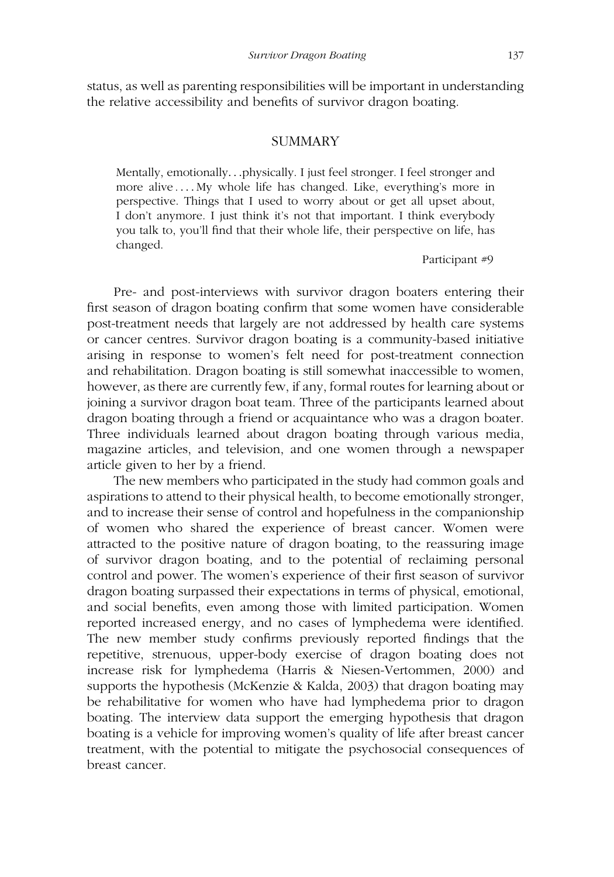status, as well as parenting responsibilities will be important in understanding the relative accessibility and benefits of survivor dragon boating.

## SUMMARY

> Mentally, emotionally. . .physically. I just feel stronger. I feel stronger and more alive . . . . My whole life has changed. Like, everything's more in perspective. Things that I used to worry about or get all upset about, I don't anymore. I just think it's not that important. I think everybody you talk to, you'll find that their whole life, their perspective on life, has changed.
>
> Participant #9

Pre- and post-interviews with survivor dragon boaters entering their first season of dragon boating confirm that some women have considerable post-treatment needs that largely are not addressed by health care systems or cancer centres. Survivor dragon boating is a community-based initiative arising in response to women's felt need for post-treatment connection and rehabilitation. Dragon boating is still somewhat inaccessible to women, however, as there are currently few, if any, formal routes for learning about or joining a survivor dragon boat team. Three of the participants learned about dragon boating through a friend or acquaintance who was a dragon boater. Three individuals learned about dragon boating through various media, magazine articles, and television, and one women through a newspaper article given to her by a friend.

The new members who participated in the study had common goals and aspirations to attend to their physical health, to become emotionally stronger, and to increase their sense of control and hopefulness in the companionship of women who shared the experience of breast cancer. Women were attracted to the positive nature of dragon boating, to the reassuring image of survivor dragon boating, and to the potential of reclaiming personal control and power. The women's experience of their first season of survivor dragon boating surpassed their expectations in terms of physical, emotional, and social benefits, even among those with limited participation. Women reported increased energy, and no cases of lymphedema were identified. The new member study confirms previously reported findings that the repetitive, strenuous, upper-body exercise of dragon boating does not increase risk for lymphedema (Harris & Niesen-Vertommen, 2000) and supports the hypothesis (McKenzie & Kalda, 2003) that dragon boating may be rehabilitative for women who have had lymphedema prior to dragon boating. The interview data support the emerging hypothesis that dragon boating is a vehicle for improving women's quality of life after breast cancer treatment, with the potential to mitigate the psychosocial consequences of breast cancer.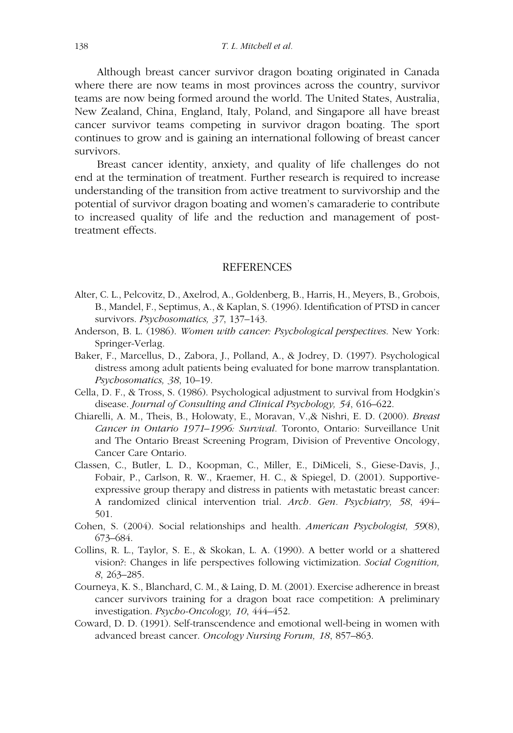Although breast cancer survivor dragon boating originated in Canada where there are now teams in most provinces across the country, survivor teams are now being formed around the world. The United States, Australia, New Zealand, China, England, Italy, Poland, and Singapore all have breast cancer survivor teams competing in survivor dragon boating. The sport continues to grow and is gaining an international following of breast cancer survivors.

Breast cancer identity, anxiety, and quality of life challenges do not end at the termination of treatment. Further research is required to increase understanding of the transition from active treatment to survivorship and the potential of survivor dragon boating and women's camaraderie to contribute to increased quality of life and the reduction and management of post-treatment effects.

## REFERENCES

Alter, C. L., Pelcovitz, D., Axelrod, A., Goldenberg, B., Harris, H., Meyers, B., Grobois, B., Mandel, F., Septimus, A., & Kaplan, S. (1996). Identification of PTSD in cancer survivors. *Psychosomatics, 37*, 137–143.

Anderson, B. L. (1986). *Women with cancer: Psychological perspectives*. New York: Springer-Verlag.

Baker, F., Marcellus, D., Zabora, J., Polland, A., & Jodrey, D. (1997). Psychological distress among adult patients being evaluated for bone marrow transplantation. *Psychosomatics, 38*, 10–19.

Cella, D. F., & Tross, S. (1986). Psychological adjustment to survival from Hodgkin's disease. *Journal of Consulting and Clinical Psychology, 54*, 616–622.

Chiarelli, A. M., Theis, B., Holowaty, E., Moravan, V.,& Nishri, E. D. (2000). *Breast Cancer in Ontario 1971–1996: Survival*. Toronto, Ontario: Surveillance Unit and The Ontario Breast Screening Program, Division of Preventive Oncology, Cancer Care Ontario.

Classen, C., Butler, L. D., Koopman, C., Miller, E., DiMiceli, S., Giese-Davis, J., Fobair, P., Carlson, R. W., Kraemer, H. C., & Spiegel, D. (2001). Supportive-expressive group therapy and distress in patients with metastatic breast cancer: A randomized clinical intervention trial. *Arch. Gen. Psychiatry, 58*, 494–501.

Cohen, S. (2004). Social relationships and health. *American Psychologist, 59*(8), 673–684.

Collins, R. L., Taylor, S. E., & Skokan, L. A. (1990). A better world or a shattered vision?: Changes in life perspectives following victimization. *Social Cognition, 8*, 263–285.

Courneya, K. S., Blanchard, C. M., & Laing, D. M. (2001). Exercise adherence in breast cancer survivors training for a dragon boat race competition: A preliminary investigation. *Psycho-Oncology, 10*, 444–452.

Coward, D. D. (1991). Self-transcendence and emotional well-being in women with advanced breast cancer. *Oncology Nursing Forum, 18*, 857–863.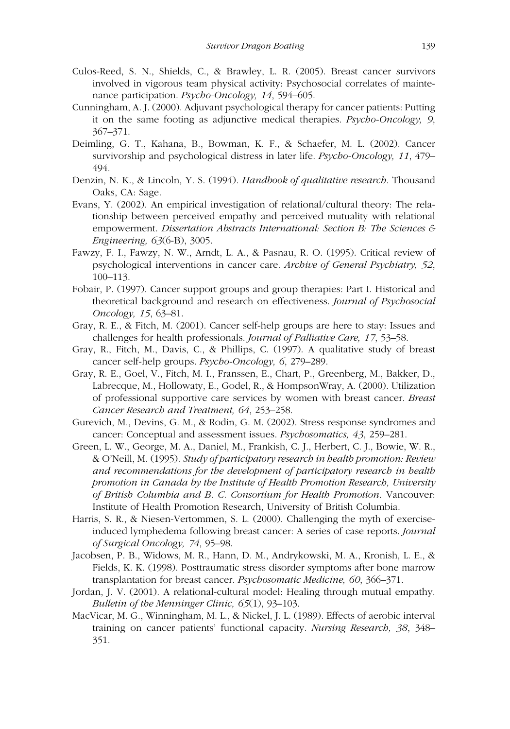Culos-Reed, S. N., Shields, C., & Brawley, L. R. (2005). Breast cancer survivors involved in vigorous team physical activity: Psychosocial correlates of maintenance participation. *Psycho-Oncology, 14*, 594–605.

Cunningham, A. J. (2000). Adjuvant psychological therapy for cancer patients: Putting it on the same footing as adjunctive medical therapies. *Psycho-Oncology, 9*, 367–371.

Deimling, G. T., Kahana, B., Bowman, K. F., & Schaefer, M. L. (2002). Cancer survivorship and psychological distress in later life. *Psycho-Oncology, 11*, 479–494.

Denzin, N. K., & Lincoln, Y. S. (1994). *Handbook of qualitative research*. Thousand Oaks, CA: Sage.

Evans, Y. (2002). An empirical investigation of relational/cultural theory: The relationship between perceived empathy and perceived mutuality with relational empowerment. *Dissertation Abstracts International: Section B: The Sciences & Engineering, 63*(6-B), 3005.

Fawzy, F. I., Fawzy, N. W., Arndt, L. A., & Pasnau, R. O. (1995). Critical review of psychological interventions in cancer care. *Archive of General Psychiatry, 52*, 100–113.

Fobair, P. (1997). Cancer support groups and group therapies: Part I. Historical and theoretical background and research on effectiveness. *Journal of Psychosocial Oncology, 15*, 63–81.

Gray, R. E., & Fitch, M. (2001). Cancer self-help groups are here to stay: Issues and challenges for health professionals. *Journal of Palliative Care, 17*, 53–58.

Gray, R., Fitch, M., Davis, C., & Phillips, C. (1997). A qualitative study of breast cancer self-help groups. *Psycho-Oncology, 6*, 279–289.

Gray, R. E., Goel, V., Fitch, M. I., Franssen, E., Chart, P., Greenberg, M., Bakker, D., Labrecque, M., Hollowaty, E., Godel, R., & HompsonWray, A. (2000). Utilization of professional supportive care services by women with breast cancer. *Breast Cancer Research and Treatment, 64*, 253–258.

Gurevich, M., Devins, G. M., & Rodin, G. M. (2002). Stress response syndromes and cancer: Conceptual and assessment issues. *Psychosomatics, 43*, 259–281.

Green, L. W., George, M. A., Daniel, M., Frankish, C. J., Herbert, C. J., Bowie, W. R., & O'Neill, M. (1995). *Study of participatory research in health promotion: Review and recommendations for the development of participatory research in health promotion in Canada by the Institute of Health Promotion Research, University of British Columbia and B. C. Consortium for Health Promotion*. Vancouver: Institute of Health Promotion Research, University of British Columbia.

Harris, S. R., & Niesen-Vertommen, S. L. (2000). Challenging the myth of exercise-induced lymphedema following breast cancer: A series of case reports. *Journal of Surgical Oncology, 74*, 95–98.

Jacobsen, P. B., Widows, M. R., Hann, D. M., Andrykowski, M. A., Kronish, L. E., & Fields, K. K. (1998). Posttraumatic stress disorder symptoms after bone marrow transplantation for breast cancer. *Psychosomatic Medicine, 60*, 366–371.

Jordan, J. V. (2001). A relational-cultural model: Healing through mutual empathy. *Bulletin of the Menninger Clinic, 65*(1), 93–103.

MacVicar, M. G., Winningham, M. L., & Nickel, J. L. (1989). Effects of aerobic interval training on cancer patients' functional capacity. *Nursing Research, 38*, 348–351.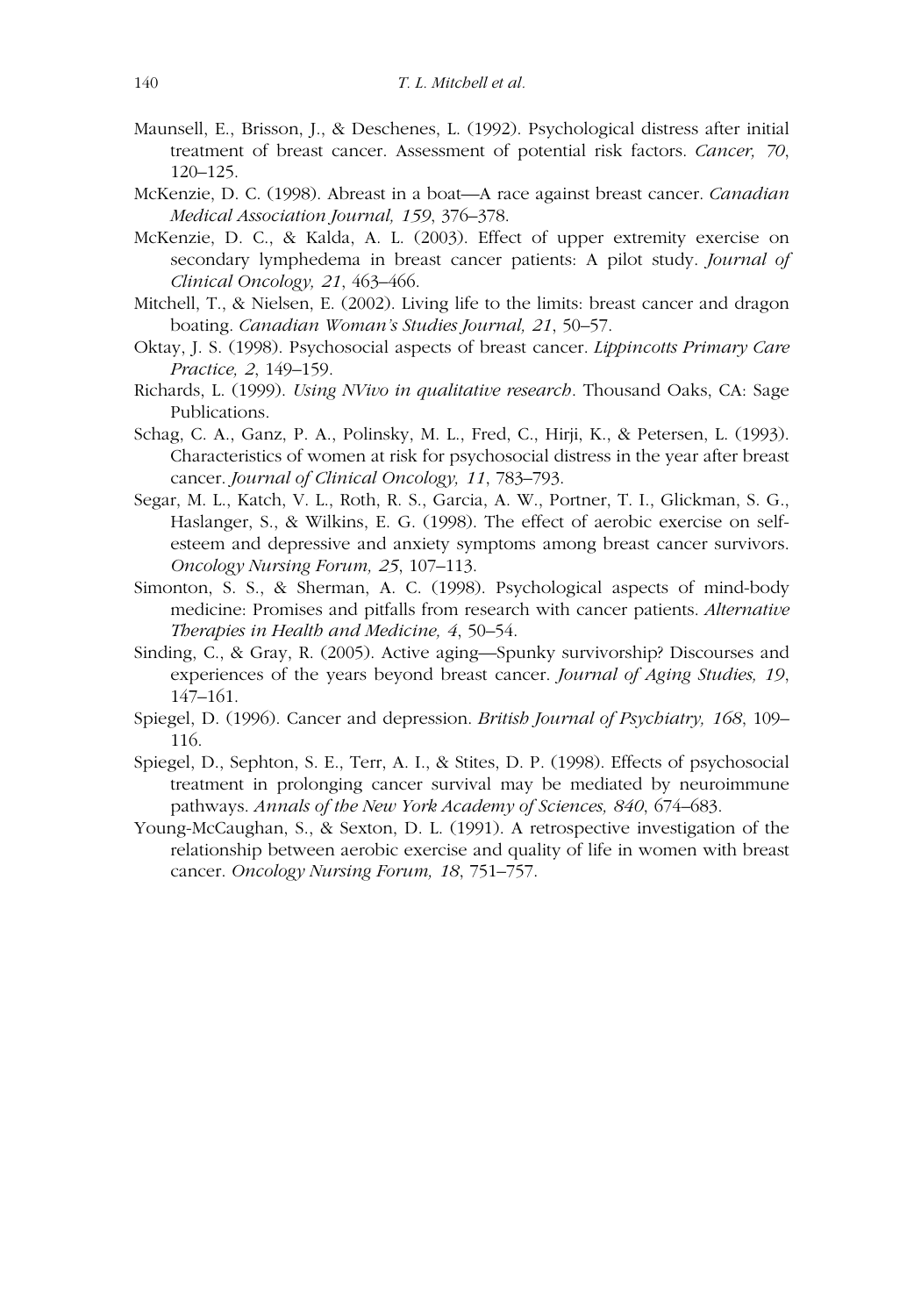Maunsell, E., Brisson, J., & Deschenes, L. (1992). Psychological distress after initial treatment of breast cancer. Assessment of potential risk factors. *Cancer, 70*, 120–125.

McKenzie, D. C. (1998). Abreast in a boat—A race against breast cancer. *Canadian Medical Association Journal, 159*, 376–378.

McKenzie, D. C., & Kalda, A. L. (2003). Effect of upper extremity exercise on secondary lymphedema in breast cancer patients: A pilot study. *Journal of Clinical Oncology, 21*, 463–466.

Mitchell, T., & Nielsen, E. (2002). Living life to the limits: breast cancer and dragon boating. *Canadian Woman's Studies Journal, 21*, 50–57.

Oktay, J. S. (1998). Psychosocial aspects of breast cancer. *Lippincotts Primary Care Practice, 2*, 149–159.

Richards, L. (1999). *Using NVivo in qualitative research*. Thousand Oaks, CA: Sage Publications.

Schag, C. A., Ganz, P. A., Polinsky, M. L., Fred, C., Hirji, K., & Petersen, L. (1993). Characteristics of women at risk for psychosocial distress in the year after breast cancer. *Journal of Clinical Oncology, 11*, 783–793.

Segar, M. L., Katch, V. L., Roth, R. S., Garcia, A. W., Portner, T. I., Glickman, S. G., Haslanger, S., & Wilkins, E. G. (1998). The effect of aerobic exercise on self-esteem and depressive and anxiety symptoms among breast cancer survivors. *Oncology Nursing Forum, 25*, 107–113.

Simonton, S. S., & Sherman, A. C. (1998). Psychological aspects of mind-body medicine: Promises and pitfalls from research with cancer patients. *Alternative Therapies in Health and Medicine, 4*, 50–54.

Sinding, C., & Gray, R. (2005). Active aging—Spunky survivorship? Discourses and experiences of the years beyond breast cancer. *Journal of Aging Studies, 19*, 147–161.

Spiegel, D. (1996). Cancer and depression. *British Journal of Psychiatry, 168*, 109–116.

Spiegel, D., Sephton, S. E., Terr, A. I., & Stites, D. P. (1998). Effects of psychosocial treatment in prolonging cancer survival may be mediated by neuroimmune pathways. *Annals of the New York Academy of Sciences, 840*, 674–683.

Young-McCaughan, S., & Sexton, D. L. (1991). A retrospective investigation of the relationship between aerobic exercise and quality of life in women with breast cancer. *Oncology Nursing Forum, 18*, 751–757.